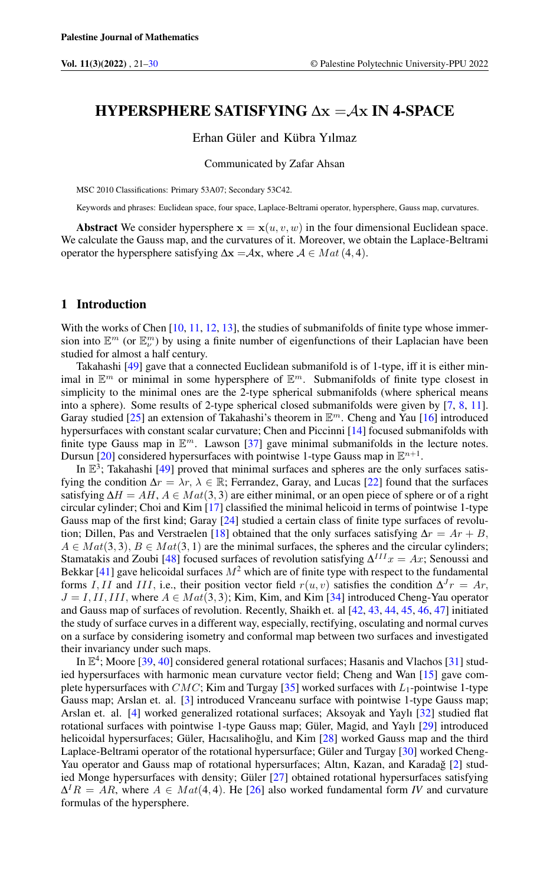# HYPERSPHERE SATISFYING $\Delta\mathbf{x} = \mathcal{A}\mathbf{x}$ IN 4-SPACE

Erhan Güler and Kübra Yılmaz

Communicated by Zafar Ahsan

MSC 2010 Classifications: Primary 53A07; Secondary 53C42.

Keywords and phrases: Euclidean space, four space, Laplace-Beltrami operator, hypersphere, Gauss map, curvatures.

**Abstract** We consider hypersphere $\mathbf{x} = \mathbf{x}(u, v, w)$ in the four dimensional Euclidean space. We calculate the Gauss map, and the curvatures of it. Moreover, we obtain the Laplace-Beltrami operator the hypersphere satisfying $\Delta\mathbf{x} = \mathcal{A}\mathbf{x}$, where $\mathcal{A} \in Mat\,(4, 4)$.

## 1 Introduction

With the works of Chen [10, 11, 12, 13], the studies of submanifolds of finite type whose immersion into $\mathbb{E}^m$ (or $\mathbb{E}^m_\nu$) by using a finite number of eigenfunctions of their Laplacian have been studied for almost a half century.

Takahashi [49] gave that a connected Euclidean submanifold is of 1-type, iff it is either minimal in $\mathbb{E}^m$ or minimal in some hypersphere of $\mathbb{E}^m$. Submanifolds of finite type closest in simplicity to the minimal ones are the 2-type spherical submanifolds (where spherical means into a sphere). Some results of 2-type spherical closed submanifolds were given by [7, 8, 11]. Garay studied [25] an extension of Takahashi's theorem in $\mathbb{E}^m$. Cheng and Yau [16] introduced hypersurfaces with constant scalar curvature; Chen and Piccinni [14] focused submanifolds with finite type Gauss map in $\mathbb{E}^m$. Lawson [37] gave minimal submanifolds in the lecture notes. Dursun [20] considered hypersurfaces with pointwise 1-type Gauss map in $\mathbb{E}^{n+1}$.

In $\mathbb{E}^3$; Takahashi [49] proved that minimal surfaces and spheres are the only surfaces satisfying the condition $\Delta r = \lambda r$, $\lambda \in \mathbb{R}$; Ferrandez, Garay, and Lucas [22] found that the surfaces satisfying $\Delta H = AH$, $A \in Mat(3, 3)$ are either minimal, or an open piece of sphere or of a right circular cylinder; Choi and Kim [17] classified the minimal helicoid in terms of pointwise 1-type Gauss map of the first kind; Garay [24] studied a certain class of finite type surfaces of revolution; Dillen, Pas and Verstraelen [18] obtained that the only surfaces satisfying $\Delta r = Ar + B$, $A \in Mat(3, 3)$, $B \in Mat(3, 1)$ are the minimal surfaces, the spheres and the circular cylinders; Stamatakis and Zoubi [48] focused surfaces of revolution satisfying $\Delta^{III}x = Ax$; Senoussi and Bekkar [41] gave helicoidal surfaces $M^2$ which are of finite type with respect to the fundamental forms $I, II$ and $III$, i.e., their position vector field $r(u, v)$ satisfies the condition $\Delta^J r = Ar$, $J = I, II, III$, where $A \in Mat(3, 3)$; Kim, Kim, and Kim [34] introduced Cheng-Yau operator and Gauss map of surfaces of revolution. Recently, Shaikh et. al [42, 43, 44, 45, 46, 47] initiated the study of surface curves in a different way, especially, rectifying, osculating and normal curves on a surface by considering isometry and conformal map between two surfaces and investigated their invariancy under such maps.

In $\mathbb{E}^4$; Moore [39, 40] considered general rotational surfaces; Hasanis and Vlachos [31] studied hypersurfaces with harmonic mean curvature vector field; Cheng and Wan [15] gave complete hypersurfaces with $CMC$; Kim and Turgay [35] worked surfaces with $L_1$-pointwise 1-type Gauss map; Arslan et. al. [3] introduced Vranceanu surface with pointwise 1-type Gauss map; Arslan et. al. [4] worked generalized rotational surfaces; Aksoyak and Yaylı [32] studied flat rotational surfaces with pointwise 1-type Gauss map; Güler, Magid, and Yaylı [29] introduced helicoidal hypersurfaces; Güler, Hacısalihoğlu, and Kim [28] worked Gauss map and the third Laplace-Beltrami operator of the rotational hypersurface; Güler and Turgay [30] worked Cheng-Yau operator and Gauss map of rotational hypersurfaces; Altın, Kazan, and Karadağ [2] studied Monge hypersurfaces with density; Güler [27] obtained rotational hypersurfaces satisfying $\Delta^I R = AR$, where $A \in Mat(4, 4)$. He [26] also worked fundamental form *IV* and curvature formulas of the hypersphere.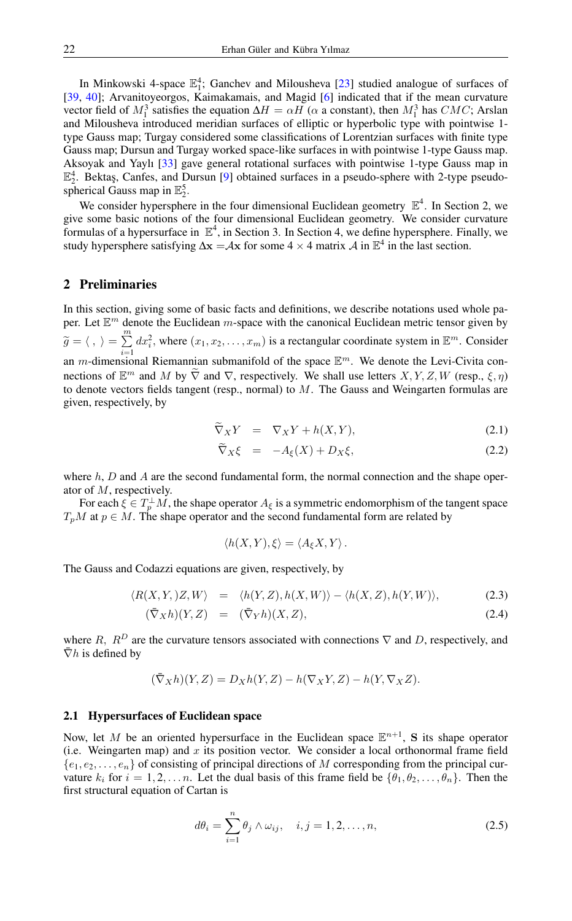In Minkowski 4-space $\mathbb{E}^4_1$; Ganchev and Milousheva [23] studied analogue of surfaces of [39, 40]; Arvanitoyeorgos, Kaimakamais, and Magid [6] indicated that if the mean curvature vector field of $M^3_1$ satisfies the equation $\Delta H = \alpha H$ ($\alpha$ a constant), then $M^3_1$ has $CMC$; Arslan and Milousheva introduced meridian surfaces of elliptic or hyperbolic type with pointwise 1-type Gauss map; Turgay considered some classifications of Lorentzian surfaces with finite type Gauss map; Dursun and Turgay worked space-like surfaces in with pointwise 1-type Gauss map. Aksoyak and Yaylı [33] gave general rotational surfaces with pointwise 1-type Gauss map in $\mathbb{E}^4_2$. Bektaş, Canfes, and Dursun [9] obtained surfaces in a pseudo-sphere with 2-type pseudo-spherical Gauss map in $\mathbb{E}^5_2$.

We consider hypersphere in the four dimensional Euclidean geometry $\mathbb{E}^4$. In Section 2, we give some basic notions of the four dimensional Euclidean geometry. We consider curvature formulas of a hypersurface in $\mathbb{E}^4$, in Section 3. In Section 4, we define hypersphere. Finally, we study hypersphere satisfying $\Delta \mathbf{x} = \mathcal{A}\mathbf{x}$ for some $4 \times 4$ matrix $\mathcal{A}$ in $\mathbb{E}^4$ in the last section.

## 2 Preliminaries

In this section, giving some of basic facts and definitions, we describe notations used whole paper. Let $\mathbb{E}^m$ denote the Euclidean $m$-space with the canonical Euclidean metric tensor given by $\widetilde{g} = \langle \, , \, \rangle = \sum_{i=1}^{m} dx_i^2$, where $(x_1, x_2, \ldots, x_m)$ is a rectangular coordinate system in $\mathbb{E}^m$. Consider an $m$-dimensional Riemannian submanifold of the space $\mathbb{E}^m$. We denote the Levi-Civita connections of $\mathbb{E}^m$ and $M$ by $\widetilde{\nabla}$ and $\nabla$, respectively. We shall use letters $X, Y, Z, W$ (resp., $\xi, \eta$) to denote vectors fields tangent (resp., normal) to $M$. The Gauss and Weingarten formulas are given, respectively, by

$$
\begin{aligned}
\widetilde{\nabla}_X Y &= \nabla_X Y + h(X, Y), && (2.1)\\
\widetilde{\nabla}_X \xi &= -A_\xi(X) + D_X \xi, && (2.2)
\end{aligned}
$$

where $h$, $D$ and $A$ are the second fundamental form, the normal connection and the shape operator of $M$, respectively.

For each $\xi \in T_p^{\perp} M$, the shape operator $A_\xi$ is a symmetric endomorphism of the tangent space $T_p M$ at $p \in M$. The shape operator and the second fundamental form are related by

$$
\langle h(X, Y), \xi \rangle = \langle A_\xi X, Y \rangle .
$$

The Gauss and Codazzi equations are given, respectively, by

$$
\begin{aligned}
\langle R(X, Y, )Z, W \rangle &= \langle h(Y, Z), h(X, W) \rangle - \langle h(X, Z), h(Y, W) \rangle, && (2.3)\\
(\bar{\nabla}_X h)(Y, Z) &= (\bar{\nabla}_Y h)(X, Z), && (2.4)
\end{aligned}
$$

where $R$, $R^D$ are the curvature tensors associated with connections $\nabla$ and $D$, respectively, and $\bar{\nabla} h$ is defined by

$$
(\bar{\nabla}_X h)(Y, Z) = D_X h(Y, Z) - h(\nabla_X Y, Z) - h(Y, \nabla_X Z).
$$

### 2.1 Hypersurfaces of Euclidean space

Now, let $M$ be an oriented hypersurface in the Euclidean space $\mathbb{E}^{n+1}$, $\mathbf{S}$ its shape operator (i.e. Weingarten map) and $x$ its position vector. We consider a local orthonormal frame field $\{e_1, e_2, \ldots, e_n\}$ of consisting of principal directions of $M$ corresponding from the principal curvature $k_i$ for $i = 1, 2, \ldots n$. Let the dual basis of this frame field be $\{\theta_1, \theta_2, \ldots, \theta_n\}$. Then the first structural equation of Cartan is

$$
d\theta_i = \sum_{i=1}^{n} \theta_j \wedge \omega_{ij}, \quad i, j = 1, 2, \ldots, n, \tag{2.5}
$$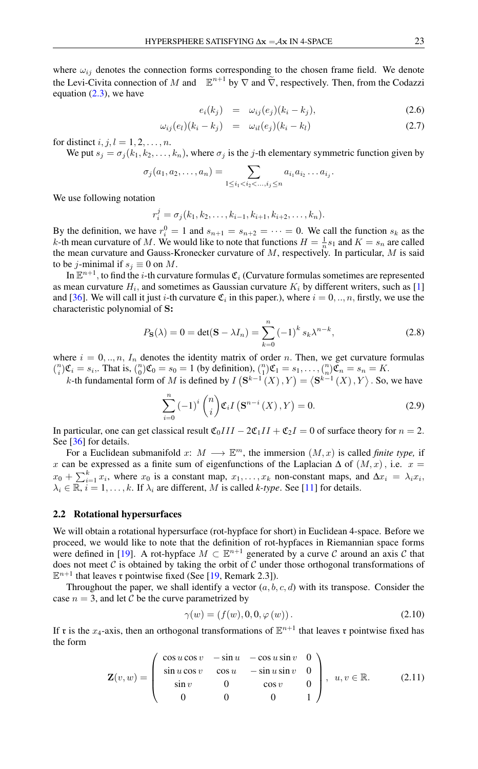where $\omega_{ij}$ denotes the connection forms corresponding to the chosen frame field. We denote the Levi-Civita connection of $M$ and $\mathbb{E}^{n+1}$ by $\nabla$ and $\widetilde{\nabla}$, respectively. Then, from the Codazzi equation (2.3), we have

$$
\begin{aligned}
e_i(k_j) &= \omega_{ij}(e_j)(k_i - k_j), && (2.6)\\
\omega_{ij}(e_l)(k_i - k_j) &= \omega_{il}(e_j)(k_i - k_l) && (2.7)
\end{aligned}
$$

for distinct $i, j, l = 1, 2, \ldots, n$.

We put $s_j = \sigma_j(k_1, k_2, \ldots, k_n)$, where $\sigma_j$ is the $j$-th elementary symmetric function given by

$$
\sigma_j(a_1, a_2, \ldots, a_n) = \sum_{1 \leq i_1 < i_2 < \ldots, i_j \leq n} a_{i_1} a_{i_2} \ldots a_{i_j}.
$$

We use following notation

$$
r_i^j = \sigma_j(k_1, k_2, \ldots, k_{i-1}, k_{i+1}, k_{i+2}, \ldots, k_n).
$$

By the definition, we have $r_i^0 = 1$ and $s_{n+1} = s_{n+2} = \cdots = 0$. We call the function $s_k$ as the $k$-th mean curvature of $M$. We would like to note that functions $H = \frac{1}{n} s_1$ and $K = s_n$ are called the mean curvature and Gauss-Kronecker curvature of $M$, respectively. In particular, $M$ is said to be $j$-minimal if $s_j \equiv 0$ on $M$.

In $\mathbb{E}^{n+1}$, to find the $i$-th curvature formulas $\mathfrak{C}_i$ (Curvature formulas sometimes are represented as mean curvature $H_i$, and sometimes as Gaussian curvature $K_i$ by different writers, such as [1] and [36]. We will call it just $i$-th curvature $\mathfrak{C}_i$ in this paper.), where $i = 0, .., n$, firstly, we use the characteristic polynomial of $\mathbf{S}$:

$$
P_{\mathbf{S}}(\lambda) = 0 = \det(\mathbf{S} - \lambda I_n) = \sum_{k=0}^{n} (-1)^k s_k \lambda^{n-k}, \tag{2.8}
$$

where $i = 0, .., n$, $I_n$ denotes the identity matrix of order $n$. Then, we get curvature formulas $\binom{n}{i}\mathfrak{C}_i = s_i$. That is, $\binom{n}{0}\mathfrak{C}_0 = s_0 = 1$ (by definition), $\binom{n}{1}\mathfrak{C}_1 = s_1, \ldots, \binom{n}{n}\mathfrak{C}_n = s_n = K$.

$k$-th fundamental form of $M$ is defined by $I\left(\mathbf{S}^{k-1}(X), Y\right) = \left\langle \mathbf{S}^{k-1}(X), Y\right\rangle$. So, we have

$$
\sum_{i=0}^{n} (-1)^i \binom{n}{i} \mathfrak{C}_i I\left(\mathbf{S}^{n-i}(X), Y\right) = 0. \tag{2.9}
$$

In particular, one can get classical result $\mathfrak{C}_0 III - 2\mathfrak{C}_1 II + \mathfrak{C}_2 I = 0$ of surface theory for $n = 2$. See [36] for details.

For a Euclidean submanifold $x\colon M \longrightarrow \mathbb{E}^m$, the immersion $(M, x)$ is called *finite type,* if $x$ can be expressed as a finite sum of eigenfunctions of the Laplacian $\Delta$ of $(M, x)$, i.e. $x = x_0 + \sum_{i=1}^{k} x_i$, where $x_0$ is a constant map, $x_1, \ldots, x_k$ non-constant maps, and $\Delta x_i = \lambda_i x_i$, $\lambda_i \in \mathbb{R}$, $i = 1, \ldots, k$. If $\lambda_i$ are different, $M$ is called *k-type*. See [11] for details.

## 2.2 Rotational hypersurfaces

We will obtain a rotational hypersurface (rot-hypface for short) in Euclidean 4-space. Before we proceed, we would like to note that the definition of rot-hypfaces in Riemannian space forms were defined in [19]. A rot-hypface $M \subset \mathbb{E}^{n+1}$ generated by a curve $\mathcal{C}$ around an axis $\mathcal{C}$ that does not meet $\mathcal{C}$ is obtained by taking the orbit of $\mathcal{C}$ under those orthogonal transformations of $\mathbb{E}^{n+1}$ that leaves $\mathfrak{r}$ pointwise fixed (See [19, Remark 2.3]).

Throughout the paper, we shall identify a vector $(a, b, c, d)$ with its transpose. Consider the case $n = 3$, and let $\mathcal{C}$ be the curve parametrized by

$$
\gamma(w) = (f(w), 0, 0, \varphi(w)). \tag{2.10}
$$

If $\mathfrak{r}$ is the $x_4$-axis, then an orthogonal transformations of $\mathbb{E}^{n+1}$ that leaves $\mathfrak{r}$ pointwise fixed has the form

$$
\mathbf{Z}(v, w) = \begin{pmatrix}
\cos u \cos v & -\sin u & -\cos u \sin v & 0\\
\sin u \cos v & \cos u & -\sin u \sin v & 0\\
\sin v & 0 & \cos v & 0\\
0 & 0 & 0 & 1
\end{pmatrix}, \quad u, v \in \mathbb{R}. \tag{2.11}
$$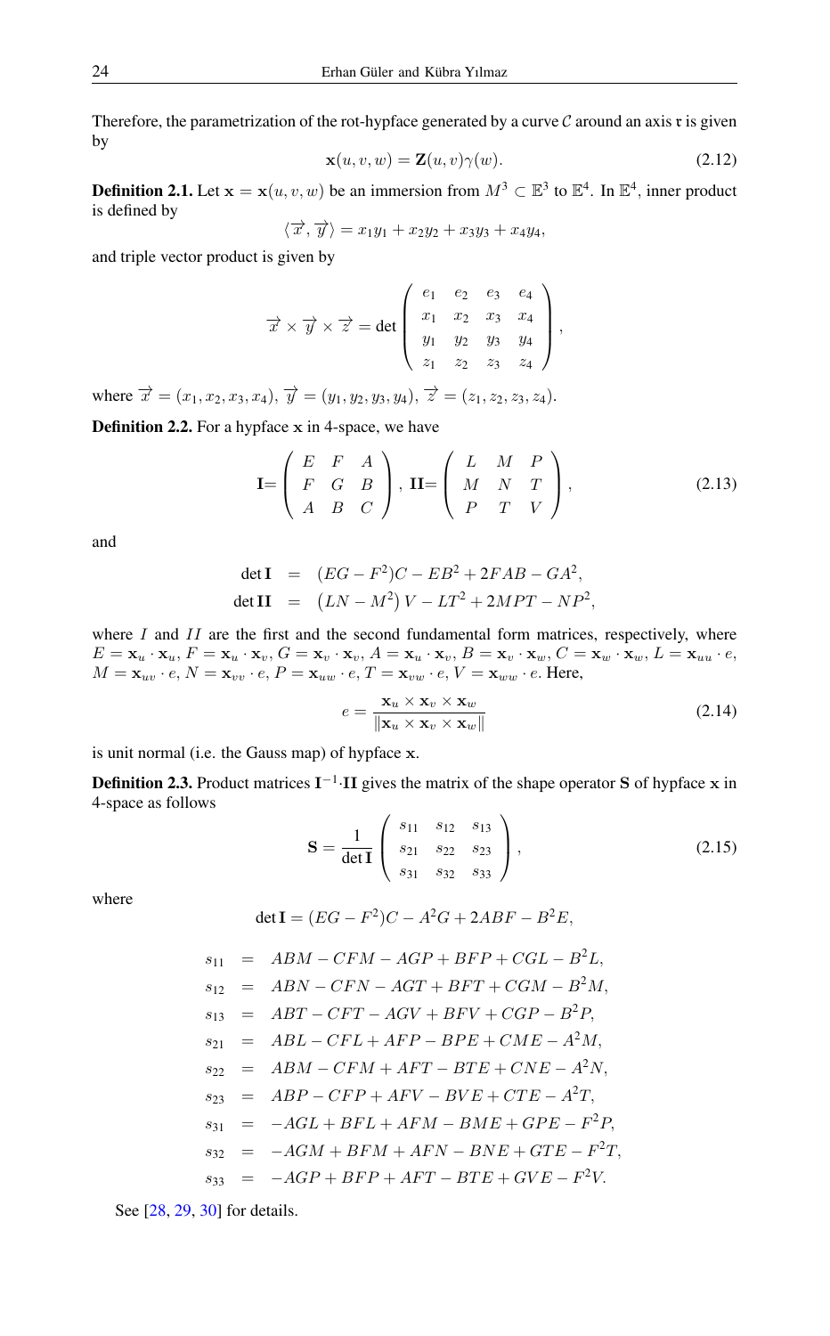Therefore, the parametrization of the rot-hypface generated by a curve $\mathcal{C}$ around an axis $\mathfrak{r}$ is given by

$$\mathbf{x}(u,v,w) = \mathbf{Z}(u,v)\gamma(w). \tag{2.12}$$

**Definition 2.1.** Let $\mathbf{x} = \mathbf{x}(u,v,w)$ be an immersion from $M^3 \subset \mathbb{E}^3$ to $\mathbb{E}^4$. In $\mathbb{E}^4$, inner product is defined by

$$\langle \overrightarrow{x}, \overrightarrow{y} \rangle = x_1y_1 + x_2y_2 + x_3y_3 + x_4y_4,$$

and triple vector product is given by

$$\overrightarrow{x} \times \overrightarrow{y} \times \overrightarrow{z} = \det \begin{pmatrix} e_1 & e_2 & e_3 & e_4 \\ x_1 & x_2 & x_3 & x_4 \\ y_1 & y_2 & y_3 & y_4 \\ z_1 & z_2 & z_3 & z_4 \end{pmatrix},$$

where $\overrightarrow{x} = (x_1,x_2,x_3,x_4)$, $\overrightarrow{y} = (y_1,y_2,y_3,y_4)$, $\overrightarrow{z} = (z_1,z_2,z_3,z_4)$.

**Definition 2.2.** For a hypface $\mathbf{x}$ in 4-space, we have

$$\mathbf{I}=\begin{pmatrix} E & F & A \\ F & G & B \\ A & B & C \end{pmatrix},\ \mathbf{II}=\begin{pmatrix} L & M & P \\ M & N & T \\ P & T & V \end{pmatrix}, \tag{2.13}$$

and

$$\begin{aligned} \det \mathbf{I} &= (EG-F^2)C - EB^2 + 2FAB - GA^2, \\ \det \mathbf{II} &= \left(LN - M^2\right)V - LT^2 + 2MPT - NP^2, \end{aligned}$$

where $I$ and $II$ are the first and the second fundamental form matrices, respectively, where $E = \mathbf{x}_u \cdot \mathbf{x}_u$, $F = \mathbf{x}_u \cdot \mathbf{x}_v$, $G = \mathbf{x}_v \cdot \mathbf{x}_v$, $A = \mathbf{x}_u \cdot \mathbf{x}_v$, $B = \mathbf{x}_v \cdot \mathbf{x}_w$, $C = \mathbf{x}_w \cdot \mathbf{x}_w$, $L = \mathbf{x}_{uu} \cdot e$, $M = \mathbf{x}_{uv} \cdot e$, $N = \mathbf{x}_{vv} \cdot e$, $P = \mathbf{x}_{uw} \cdot e$, $T = \mathbf{x}_{vw} \cdot e$, $V = \mathbf{x}_{ww} \cdot e$. Here,

$$e = \frac{\mathbf{x}_u \times \mathbf{x}_v \times \mathbf{x}_w}{\|\mathbf{x}_u \times \mathbf{x}_v \times \mathbf{x}_w\|} \tag{2.14}$$

is unit normal (i.e. the Gauss map) of hypface $\mathbf{x}$.

**Definition 2.3.** Product matrices $\mathbf{I}^{-1}\cdot\mathbf{II}$ gives the matrix of the shape operator $\mathbf{S}$ of hypface $\mathbf{x}$ in 4-space as follows

$$\mathbf{S} = \frac{1}{\det \mathbf{I}} \begin{pmatrix} s_{11} & s_{12} & s_{13} \\ s_{21} & s_{22} & s_{23} \\ s_{31} & s_{32} & s_{33} \end{pmatrix}, \tag{2.15}$$

where

$$\det \mathbf{I} = (EG-F^2)C - A^2G + 2ABF - B^2E,$$

$$\begin{aligned}
s_{11} &= ABM - CFM - AGP + BFP + CGL - B^2L, \\
s_{12} &= ABN - CFN - AGT + BFT + CGM - B^2M, \\
s_{13} &= ABT - CFT - AGV + BFV + CGP - B^2P, \\
s_{21} &= ABL - CFL + AFP - BPE + CME - A^2M, \\
s_{22} &= ABM - CFM + AFT - BTE + CNE - A^2N, \\
s_{23} &= ABP - CFP + AFV - BVE + CTE - A^2T, \\
s_{31} &= -AGL + BFL + AFM - BME + GPE - F^2P, \\
s_{32} &= -AGM + BFM + AFN - BNE + GTE - F^2T, \\
s_{33} &= -AGP + BFP + AFT - BTE + GVE - F^2V.
\end{aligned}$$

See [28, 29, 30] for details.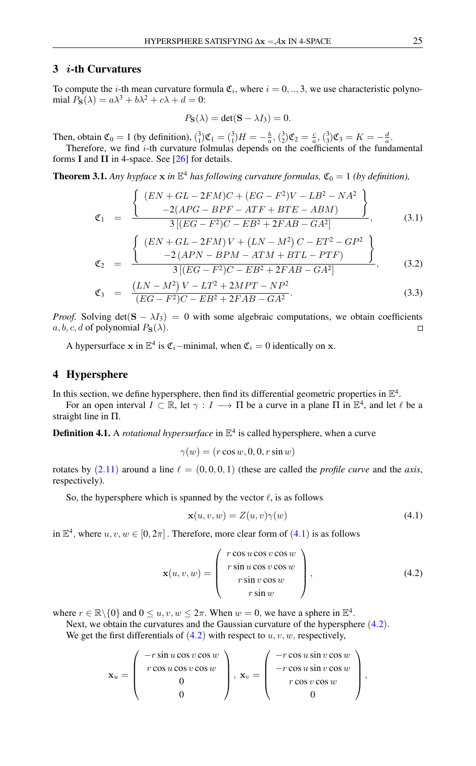## 3 $i$-th Curvatures

To compute the $i$-th mean curvature formula $\mathfrak{C}_i$, where $i = 0, .., 3$, we use characteristic polynomial $P_{\mathbf{S}}(\lambda) = a\lambda^3 + b\lambda^2 + c\lambda + d = 0$:

$$P_{\mathbf{S}}(\lambda) = \det(\mathbf{S} - \lambda I_3) = 0.$$

Then, obtain $\mathfrak{C}_0 = 1$ (by definition), $\binom{3}{1}\mathfrak{C}_1 = \binom{3}{1}H = -\frac{b}{a}$, $\binom{3}{2}\mathfrak{C}_2 = \frac{c}{a}$, $\binom{3}{3}\mathfrak{C}_3 = K = -\frac{d}{a}$.

Therefore, we find $i$-th curvature folmulas depends on the coefficients of the fundamental forms $\mathbf{I}$ and $\mathbf{II}$ in 4-space. See [26] for details.

**Theorem 3.1.** *Any hypface $\mathbf{x}$ in $\mathbb{E}^4$ has following curvature formulas, $\mathfrak{C}_0 = 1$ (by definition),*

$$\mathfrak{C}_1 = \frac{\left\{ \begin{array}{c} (EN + GL - 2FM)C + (EG - F^2)V - LB^2 - NA^2 \\ -2(APG - BPF - ATF + BTE - ABM) \end{array} \right\}}{3\left[(EG - F^2)C - EB^2 + 2FAB - GA^2\right]}, \tag{3.1}$$

$$\mathfrak{C}_2 = \frac{\left\{ \begin{array}{c} (EN + GL - 2FM)V + \left(LN - M^2\right)C - ET^2 - GP^2 \\ -2\left(APN - BPM - ATM + BTL - PTF\right) \end{array} \right\}}{3\left[(EG - F^2)C - EB^2 + 2FAB - GA^2\right]}, \tag{3.2}$$

$$\mathfrak{C}_3 = \frac{\left(LN - M^2\right)V - LT^2 + 2MPT - NP^2}{(EG - F^2)C - EB^2 + 2FAB - GA^2}. \tag{3.3}$$

*Proof.* Solving $\det(\mathbf{S} - \lambda I_3) = 0$ with some algebraic computations, we obtain coefficients $a, b, c, d$ of polynomial $P_{\mathbf{S}}(\lambda)$. □

A hypersurface $\mathbf{x}$ in $\mathbb{E}^4$ is $\mathfrak{C}_i$−minimal, when $\mathfrak{C}_i = 0$ identically on $\mathbf{x}$.

## 4 Hypersphere

In this section, we define hypersphere, then find its differential geometric properties in $\mathbb{E}^4$.

For an open interval $I \subset \mathbb{R}$, let $\gamma : I \longrightarrow \Pi$ be a curve in a plane $\Pi$ in $\mathbb{E}^4$, and let $\ell$ be a straight line in $\Pi$.

**Definition 4.1.** A *rotational hypersurface* in $\mathbb{E}^4$ is called hypersphere, when a curve

$$\gamma(w) = (r\cos w, 0, 0, r\sin w)$$

rotates by (2.11) around a line $\ell = (0, 0, 0, 1)$ (these are called the *profile curve* and the *axis*, respectively).

So, the hypersphere which is spanned by the vector $\ell$, is as follows

$$\mathbf{x}(u, v, w) = Z(u, v)\gamma(w) \tag{4.1}$$

in $\mathbb{E}^4$, where $u, v, w \in [0, 2\pi]$. Therefore, more clear form of (4.1) is as follows

$$\mathbf{x}(u, v, w) = \begin{pmatrix} r\cos u\cos v\cos w \\ r\sin u\cos v\cos w \\ r\sin v\cos w \\ r\sin w \end{pmatrix}, \tag{4.2}$$

where $r \in \mathbb{R}\backslash\{0\}$ and $0 \leq u, v, w \leq 2\pi$. When $w = 0$, we have a sphere in $\mathbb{E}^4$.

Next, we obtain the curvatures and the Gaussian curvature of the hypersphere (4.2).

We get the first differentials of (4.2) with respect to $u, v, w$, respectively,

$$\mathbf{x}_u = \begin{pmatrix} -r\sin u\cos v\cos w \\ r\cos u\cos v\cos w \\ 0 \\ 0 \end{pmatrix}, \ \mathbf{x}_v = \begin{pmatrix} -r\cos u\sin v\cos w \\ -r\cos u\sin v\cos w \\ r\cos v\cos w \\ 0 \end{pmatrix},$$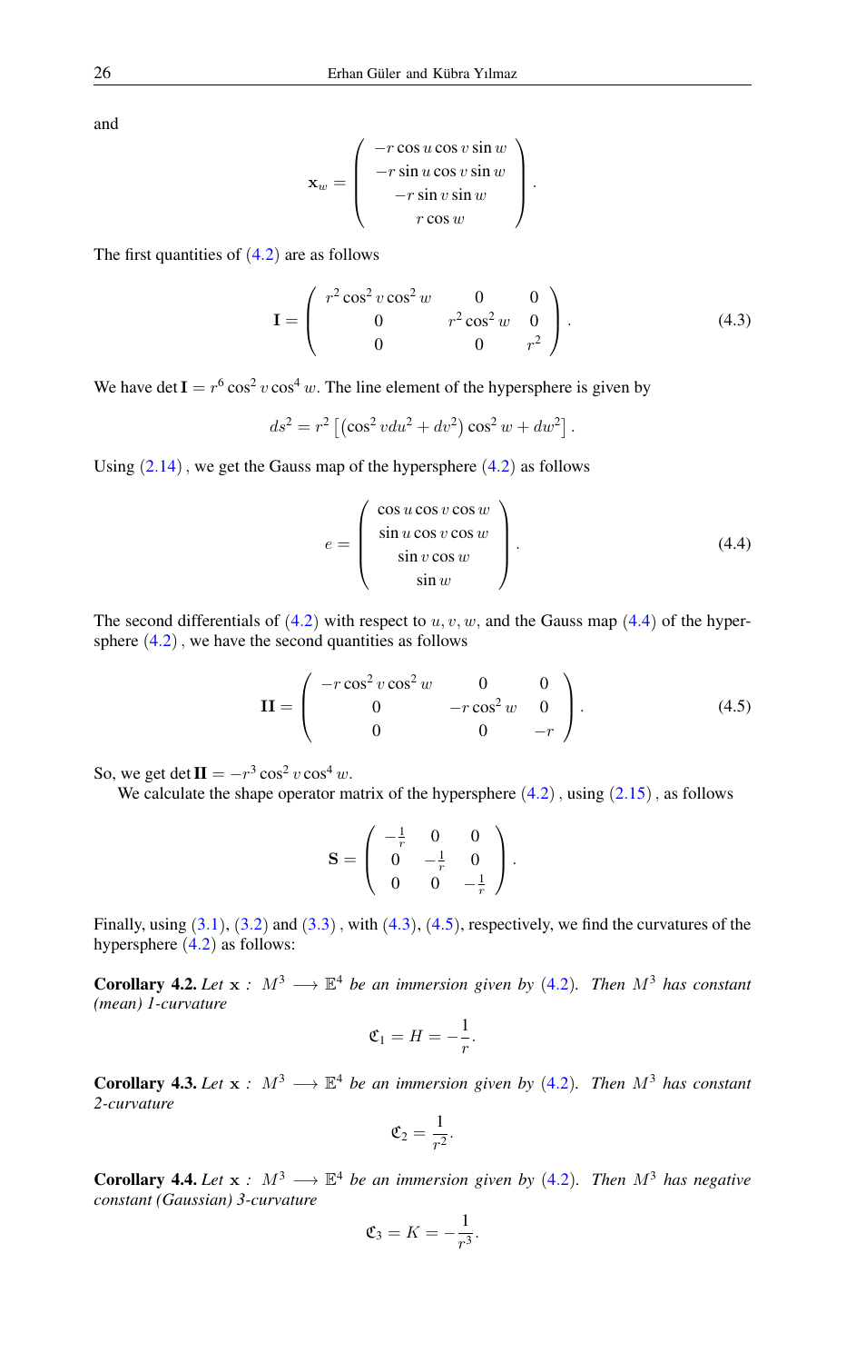and

$$\mathbf{x}_w = \begin{pmatrix} -r\cos u \cos v \sin w \\ -r \sin u \cos v \sin w \\ -r \sin v \sin w \\ r \cos w \end{pmatrix}.$$

The first quantities of (4.2) are as follows

$$\mathbf{I} = \begin{pmatrix} r^2 \cos^2 v \cos^2 w & 0 & 0 \\ 0 & r^2 \cos^2 w & 0 \\ 0 & 0 & r^2 \end{pmatrix}. \tag{4.3}$$

We have $\det \mathbf{I} = r^6 \cos^2 v \cos^4 w$. The line element of the hypersphere is given by

$$ds^2 = r^2 \left[ \left( \cos^2 v du^2 + dv^2 \right) \cos^2 w + dw^2 \right].$$

Using (2.14) , we get the Gauss map of the hypersphere (4.2) as follows

$$e = \begin{pmatrix} \cos u \cos v \cos w \\ \sin u \cos v \cos w \\ \sin v \cos w \\ \sin w \end{pmatrix}. \tag{4.4}$$

The second differentials of (4.2) with respect to $u, v, w$, and the Gauss map (4.4) of the hypersphere (4.2) , we have the second quantities as follows

$$\mathbf{II} = \begin{pmatrix} -r \cos^2 v \cos^2 w & 0 & 0 \\ 0 & -r \cos^2 w & 0 \\ 0 & 0 & -r \end{pmatrix}. \tag{4.5}$$

So, we get $\det \mathbf{II} = -r^3 \cos^2 v \cos^4 w$.

We calculate the shape operator matrix of the hypersphere (4.2) , using (2.15) , as follows

$$\mathbf{S} = \begin{pmatrix} -\frac{1}{r} & 0 & 0 \\ 0 & -\frac{1}{r} & 0 \\ 0 & 0 & -\frac{1}{r} \end{pmatrix}.$$

Finally, using (3.1), (3.2) and (3.3) , with (4.3), (4.5), respectively, we find the curvatures of the hypersphere (4.2) as follows:

**Corollary 4.2.** *Let* $\mathbf{x} : M^3 \longrightarrow \mathbb{E}^4$ *be an immersion given by* (4.2). *Then* $M^3$ *has constant (mean) 1-curvature*

$$\mathfrak{C}_1 = H = -\frac{1}{r}.$$

**Corollary 4.3.** *Let* $\mathbf{x} : M^3 \longrightarrow \mathbb{E}^4$ *be an immersion given by* (4.2). *Then* $M^3$ *has constant 2-curvature*

$$\mathfrak{C}_2 = \frac{1}{r^2}.$$

**Corollary 4.4.** *Let* $\mathbf{x} : M^3 \longrightarrow \mathbb{E}^4$ *be an immersion given by* (4.2). *Then* $M^3$ *has negative constant (Gaussian) 3-curvature*

$$\mathfrak{C}_3 = K = -\frac{1}{r^3}.$$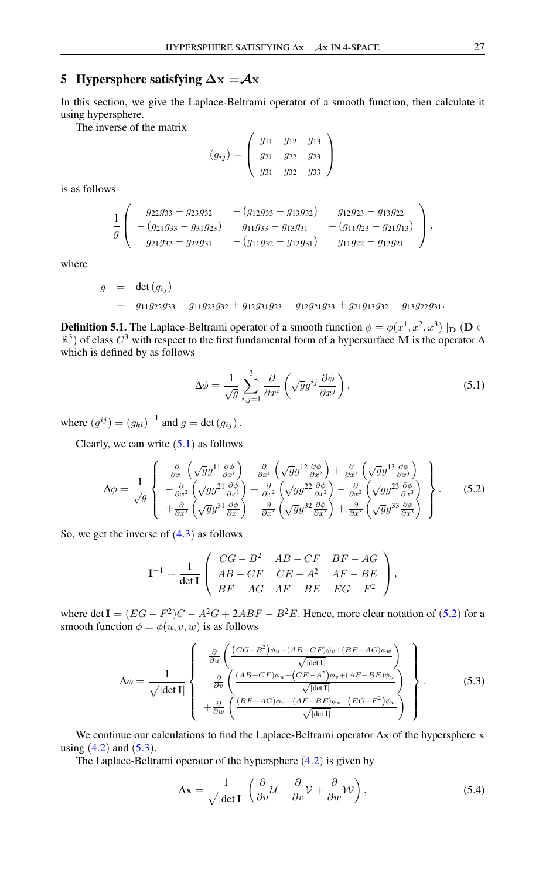## 5 Hypersphere satisfying $\Delta \mathbf{x} = \mathcal{A}\mathbf{x}$

In this section, we give the Laplace-Beltrami operator of a smooth function, then calculate it using hypersphere.

The inverse of the matrix

$$(g_{ij}) = \begin{pmatrix} g_{11} & g_{12} & g_{13} \\ g_{21} & g_{22} & g_{23} \\ g_{31} & g_{32} & g_{33} \end{pmatrix}$$

is as follows

$$\frac{1}{g}\begin{pmatrix} g_{22}g_{33} - g_{23}g_{32} & -(g_{12}g_{33} - g_{13}g_{32}) & g_{12}g_{23} - g_{13}g_{22} \\ -(g_{21}g_{33} - g_{31}g_{23}) & g_{11}g_{33} - g_{13}g_{31} & -(g_{11}g_{23} - g_{21}g_{13}) \\ g_{21}g_{32} - g_{22}g_{31} & -(g_{11}g_{32} - g_{12}g_{31}) & g_{11}g_{22} - g_{12}g_{21} \end{pmatrix},$$

where

$$\begin{aligned} g &= \det(g_{ij}) \\ &= g_{11}g_{22}g_{33} - g_{11}g_{23}g_{32} + g_{12}g_{31}g_{23} - g_{12}g_{21}g_{33} + g_{21}g_{13}g_{32} - g_{13}g_{22}g_{31}. \end{aligned}$$

**Definition 5.1.** The Laplace-Beltrami operator of a smooth function $\phi = \phi(x^1, x^2, x^3)\,|_{\mathbf{D}}$ ($\mathbf{D} \subset \mathbb{R}^3$) of class $C^3$ with respect to the first fundamental form of a hypersurface $\mathbf{M}$ is the operator $\Delta$ which is defined by as follows

$$\Delta\phi = \frac{1}{\sqrt{g}}\sum_{i,j=1}^{3}\frac{\partial}{\partial x^i}\left(\sqrt{g}g^{ij}\frac{\partial\phi}{\partial x^j}\right), \tag{5.1}$$

where $(g^{ij}) = (g_{kl})^{-1}$ and $g = \det(g_{ij})$.

Clearly, we can write (5.1) as follows

$$\Delta\phi = \frac{1}{\sqrt{g}}\left\{\begin{array}{l} \frac{\partial}{\partial x^1}\left(\sqrt{g}g^{11}\frac{\partial\phi}{\partial x^1}\right) - \frac{\partial}{\partial x^1}\left(\sqrt{g}g^{12}\frac{\partial\phi}{\partial x^2}\right) + \frac{\partial}{\partial x^1}\left(\sqrt{g}g^{13}\frac{\partial\phi}{\partial x^3}\right) \\ -\frac{\partial}{\partial x^2}\left(\sqrt{g}g^{21}\frac{\partial\phi}{\partial x^1}\right) + \frac{\partial}{\partial x^2}\left(\sqrt{g}g^{22}\frac{\partial\phi}{\partial x^2}\right) - \frac{\partial}{\partial x^2}\left(\sqrt{g}g^{23}\frac{\partial\phi}{\partial x^3}\right) \\ +\frac{\partial}{\partial x^3}\left(\sqrt{g}g^{31}\frac{\partial\phi}{\partial x^1}\right) - \frac{\partial}{\partial x^3}\left(\sqrt{g}g^{32}\frac{\partial\phi}{\partial x^2}\right) + \frac{\partial}{\partial x^3}\left(\sqrt{g}g^{33}\frac{\partial\phi}{\partial x^3}\right) \end{array}\right\}. \tag{5.2}$$

So, we get the inverse of (4.3) as follows

$$\mathbf{I}^{-1} = \frac{1}{\det\mathbf{I}}\begin{pmatrix} CG - B^2 & AB - CF & BF - AG \\ AB - CF & CE - A^2 & AF - BE \\ BF - AG & AF - BE & EG - F^2 \end{pmatrix},$$

where $\det\mathbf{I} = (EG - F^2)C - A^2G + 2ABF - B^2E$. Hence, more clear notation of (5.2) for a smooth function $\phi = \phi(u, v, w)$ is as follows

$$\Delta\phi = \frac{1}{\sqrt{|\det\mathbf{I}|}}\left\{\begin{array}{l} \frac{\partial}{\partial u}\left(\frac{(CG-B^2)\phi_u - (AB-CF)\phi_v + (BF-AG)\phi_w}{\sqrt{|\det\mathbf{I}|}}\right) \\ -\frac{\partial}{\partial v}\left(\frac{(AB-CF)\phi_u - (CE-A^2)\phi_v + (AF-BE)\phi_w}{\sqrt{|\det\mathbf{I}|}}\right) \\ +\frac{\partial}{\partial w}\left(\frac{(BF-AG)\phi_u - (AF-BE)\phi_v + (EG-F^2)\phi_w}{\sqrt{|\det\mathbf{I}|}}\right) \end{array}\right\}. \tag{5.3}$$

We continue our calculations to find the Laplace-Beltrami operator $\Delta\mathbf{x}$ of the hypersphere $\mathbf{x}$ using (4.2) and (5.3).

The Laplace-Beltrami operator of the hypersphere (4.2) is given by

$$\Delta\mathbf{x} = \frac{1}{\sqrt{|\det\mathbf{I}|}}\left(\frac{\partial}{\partial u}\mathcal{U} - \frac{\partial}{\partial v}\mathcal{V} + \frac{\partial}{\partial w}\mathcal{W}\right), \tag{5.4}$$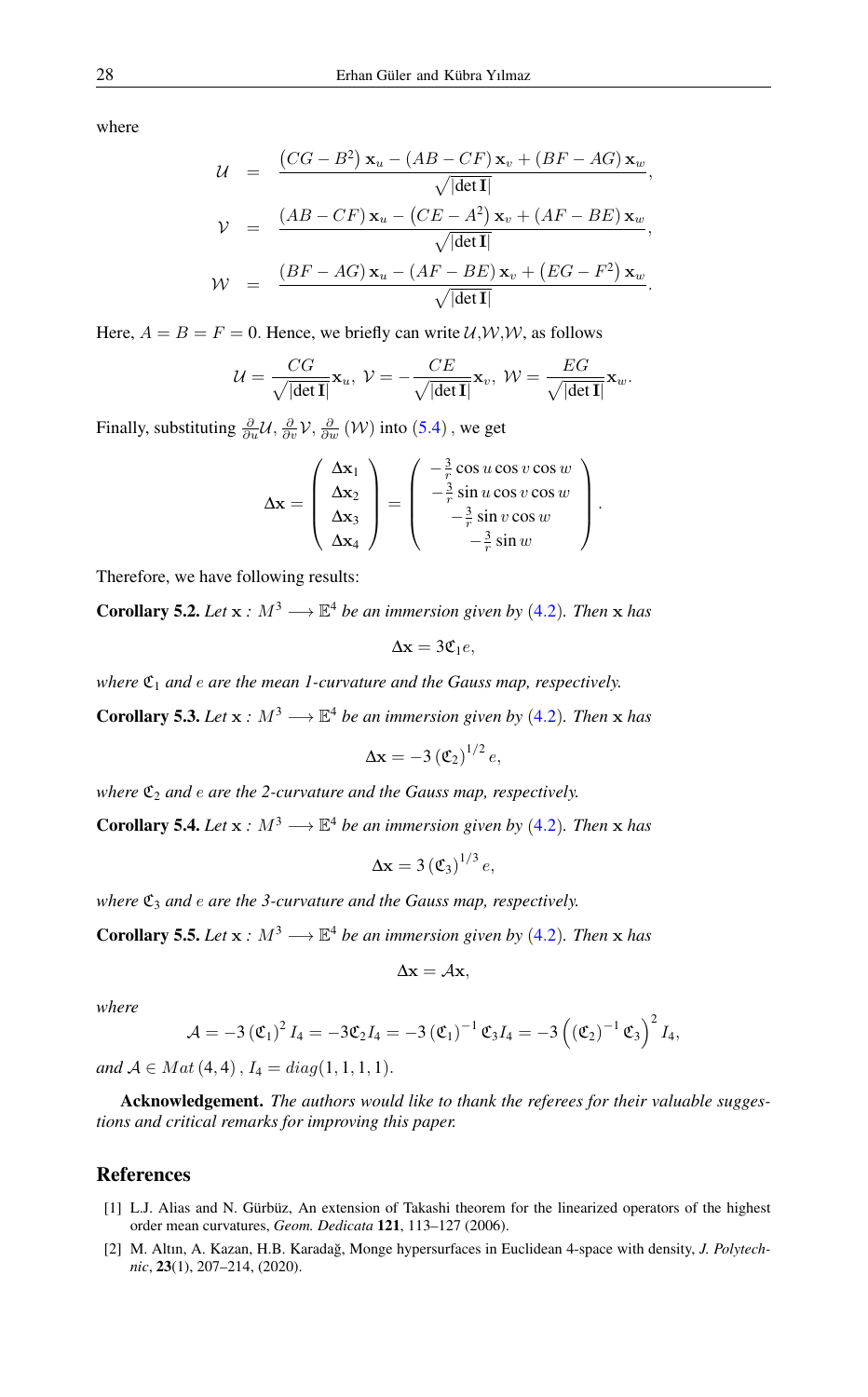where

$$
\begin{aligned}
\mathcal{U} &= \frac{\left(CG - B^2\right)\mathbf{x}_u - \left(AB - CF\right)\mathbf{x}_v + \left(BF - AG\right)\mathbf{x}_w}{\sqrt{|\det \mathbf{I}|}}, \\
\mathcal{V} &= \frac{\left(AB - CF\right)\mathbf{x}_u - \left(CE - A^2\right)\mathbf{x}_v + \left(AF - BE\right)\mathbf{x}_w}{\sqrt{|\det \mathbf{I}|}}, \\
\mathcal{W} &= \frac{\left(BF - AG\right)\mathbf{x}_u - \left(AF - BE\right)\mathbf{x}_v + \left(EG - F^2\right)\mathbf{x}_w}{\sqrt{|\det \mathbf{I}|}}.
\end{aligned}
$$

Here, $A = B = F = 0$. Hence, we briefly can write $\mathcal{U}, \mathcal{W}, \mathcal{W}$, as follows

$$
\mathcal{U} = \frac{CG}{\sqrt{|\det \mathbf{I}|}}\mathbf{x}_u,\ \mathcal{V} = -\frac{CE}{\sqrt{|\det \mathbf{I}|}}\mathbf{x}_v,\ \mathcal{W} = \frac{EG}{\sqrt{|\det \mathbf{I}|}}\mathbf{x}_w.
$$

Finally, substituting $\frac{\partial}{\partial u}\mathcal{U}, \frac{\partial}{\partial v}\mathcal{V}, \frac{\partial}{\partial w}(\mathcal{W})$ into (5.4) , we get

$$
\Delta \mathbf{x} = \begin{pmatrix} \Delta \mathbf{x}_1 \\ \Delta \mathbf{x}_2 \\ \Delta \mathbf{x}_3 \\ \Delta \mathbf{x}_4 \end{pmatrix} = \begin{pmatrix} -\frac{3}{r}\cos u \cos v \cos w \\ -\frac{3}{r}\sin u \cos v \cos w \\ -\frac{3}{r}\sin v \cos w \\ -\frac{3}{r}\sin w \end{pmatrix}.
$$

Therefore, we have following results:

**Corollary 5.2.** *Let $\mathbf{x} : M^3 \longrightarrow \mathbb{E}^4$ be an immersion given by (4.2). Then $\mathbf{x}$ has*

$$
\Delta \mathbf{x} = 3\mathfrak{C}_1 e,
$$

*where $\mathfrak{C}_1$ and $e$ are the mean 1-curvature and the Gauss map, respectively.*

**Corollary 5.3.** *Let $\mathbf{x} : M^3 \longrightarrow \mathbb{E}^4$ be an immersion given by (4.2). Then $\mathbf{x}$ has*

$$
\Delta \mathbf{x} = -3\left(\mathfrak{C}_2\right)^{1/2} e,
$$

*where $\mathfrak{C}_2$ and $e$ are the 2-curvature and the Gauss map, respectively.*

**Corollary 5.4.** *Let $\mathbf{x} : M^3 \longrightarrow \mathbb{E}^4$ be an immersion given by (4.2). Then $\mathbf{x}$ has*

$$
\Delta \mathbf{x} = 3\left(\mathfrak{C}_3\right)^{1/3} e,
$$

*where $\mathfrak{C}_3$ and $e$ are the 3-curvature and the Gauss map, respectively.*

**Corollary 5.5.** *Let $\mathbf{x} : M^3 \longrightarrow \mathbb{E}^4$ be an immersion given by (4.2). Then $\mathbf{x}$ has*

$$
\Delta \mathbf{x} = \mathcal{A}\mathbf{x},
$$

*where*

$$
\mathcal{A} = -3\left(\mathfrak{C}_1\right)^2 I_4 = -3\mathfrak{C}_2 I_4 = -3\left(\mathfrak{C}_1\right)^{-1}\mathfrak{C}_3 I_4 = -3\left(\left(\mathfrak{C}_2\right)^{-1}\mathfrak{C}_3\right)^2 I_4,
$$

*and $\mathcal{A} \in Mat\,(4,4)$, $I_4 = diag(1,1,1,1)$.*

**Acknowledgement.** *The authors would like to thank the referees for their valuable suggestions and critical remarks for improving this paper.*

## References

[1] L.J. Alias and N. Gürbüz, An extension of Takashi theorem for the linearized operators of the highest order mean curvatures, *Geom. Dedicata* **121**, 113–127 (2006).

[2] M. Altın, A. Kazan, H.B. Karadağ, Monge hypersurfaces in Euclidean 4-space with density, *J. Polytechnic*, **23**(1), 207–214, (2020).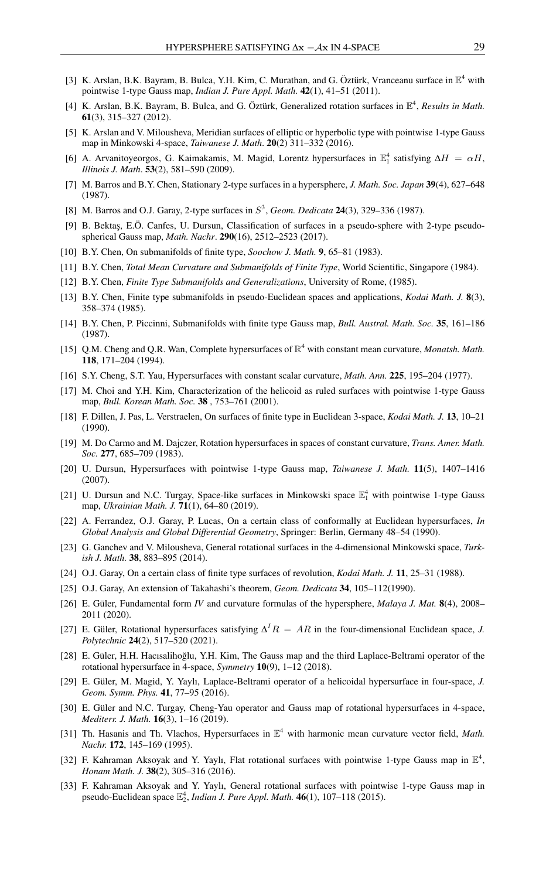[3] K. Arslan, B.K. Bayram, B. Bulca, Y.H. Kim, C. Murathan, and G. Öztürk, Vranceanu surface in $\mathbb{E}^4$ with pointwise 1-type Gauss map, *Indian J. Pure Appl. Math.* **42**(1), 41–51 (2011).

[4] K. Arslan, B.K. Bayram, B. Bulca, and G. Öztürk, Generalized rotation surfaces in $\mathbb{E}^4$, *Results in Math.* **61**(3), 315–327 (2012).

[5] K. Arslan and V. Milousheva, Meridian surfaces of elliptic or hyperbolic type with pointwise 1-type Gauss map in Minkowski 4-space, *Taiwanese J. Math.* **20**(2) 311–332 (2016).

[6] A. Arvanitoyeorgos, G. Kaimakamis, M. Magid, Lorentz hypersurfaces in $\mathbb{E}_1^4$ satisfying $\Delta H = \alpha H$, *Illinois J. Math*. **53**(2), 581–590 (2009).

[7] M. Barros and B.Y. Chen, Stationary 2-type surfaces in a hypersphere, *J. Math. Soc. Japan* **39**(4), 627–648 (1987).

[8] M. Barros and O.J. Garay, 2-type surfaces in $S^3$, *Geom. Dedicata* **24**(3), 329–336 (1987).

[9] B. Bektaş, E.Ö. Canfes, U. Dursun, Classification of surfaces in a pseudo-sphere with 2-type pseudo-spherical Gauss map, *Math. Nachr*. **290**(16), 2512–2523 (2017).

[10] B.Y. Chen, On submanifolds of finite type, *Soochow J. Math.* **9**, 65–81 (1983).

[11] B.Y. Chen, *Total Mean Curvature and Submanifolds of Finite Type*, World Scientific, Singapore (1984).

[12] B.Y. Chen, *Finite Type Submanifolds and Generalizations*, University of Rome, (1985).

[13] B.Y. Chen, Finite type submanifolds in pseudo-Euclidean spaces and applications, *Kodai Math. J.* **8**(3), 358–374 (1985).

[14] B.Y. Chen, P. Piccinni, Submanifolds with finite type Gauss map, *Bull. Austral. Math. Soc.* **35**, 161–186 (1987).

[15] Q.M. Cheng and Q.R. Wan, Complete hypersurfaces of $\mathbb{R}^4$ with constant mean curvature, *Monatsh. Math.* **118**, 171–204 (1994).

[16] S.Y. Cheng, S.T. Yau, Hypersurfaces with constant scalar curvature, *Math. Ann.* **225**, 195–204 (1977).

[17] M. Choi and Y.H. Kim, Characterization of the helicoid as ruled surfaces with pointwise 1-type Gauss map, *Bull. Korean Math. Soc.* **38** , 753–761 (2001).

[18] F. Dillen, J. Pas, L. Verstraelen, On surfaces of finite type in Euclidean 3-space, *Kodai Math. J.* **13**, 10–21 (1990).

[19] M. Do Carmo and M. Dajczer, Rotation hypersurfaces in spaces of constant curvature, *Trans. Amer. Math. Soc.* **277**, 685–709 (1983).

[20] U. Dursun, Hypersurfaces with pointwise 1-type Gauss map, *Taiwanese J. Math.* **11**(5), 1407–1416 (2007).

[21] U. Dursun and N.C. Turgay, Space-like surfaces in Minkowski space $\mathbb{E}_1^4$ with pointwise 1-type Gauss map, *Ukrainian Math. J.* **71**(1), 64–80 (2019).

[22] A. Ferrandez, O.J. Garay, P. Lucas, On a certain class of conformally at Euclidean hypersurfaces, *In Global Analysis and Global Differential Geometry*, Springer: Berlin, Germany 48–54 (1990).

[23] G. Ganchev and V. Milousheva, General rotational surfaces in the 4-dimensional Minkowski space, *Turkish J. Math.* **38**, 883–895 (2014).

[24] O.J. Garay, On a certain class of finite type surfaces of revolution, *Kodai Math. J.* **11**, 25–31 (1988).

[25] O.J. Garay, An extension of Takahashi's theorem, *Geom. Dedicata* **34**, 105–112(1990).

[26] E. Güler, Fundamental form *IV* and curvature formulas of the hypersphere, *Malaya J. Mat.* **8**(4), 2008–2011 (2020).

[27] E. Güler, Rotational hypersurfaces satisfying $\Delta^I R = AR$ in the four-dimensional Euclidean space, *J. Polytechnic* **24(**2), 517–520 (2021).

[28] E. Güler, H.H. Hacısalihoğlu, Y.H. Kim, The Gauss map and the third Laplace-Beltrami operator of the rotational hypersurface in 4-space, *Symmetry* **10**(9), 1–12 (2018).

[29] E. Güler, M. Magid, Y. Yaylı, Laplace-Beltrami operator of a helicoidal hypersurface in four-space, *J. Geom. Symm. Phys.* **41**, 77–95 (2016).

[30] E. Güler and N.C. Turgay, Cheng-Yau operator and Gauss map of rotational hypersurfaces in 4-space, *Mediterr. J. Math.* **16**(3), 1–16 (2019).

[31] Th. Hasanis and Th. Vlachos, Hypersurfaces in $\mathbb{E}^4$ with harmonic mean curvature vector field, *Math. Nachr.* **172**, 145–169 (1995).

[32] F. Kahraman Aksoyak and Y. Yaylı, Flat rotational surfaces with pointwise 1-type Gauss map in $\mathbb{E}^4$, *Honam Math. J.* **38**(2), 305–316 (2016).

[33] F. Kahraman Aksoyak and Y. Yaylı, General rotational surfaces with pointwise 1-type Gauss map in pseudo-Euclidean space $\mathbb{E}_2^4$, *Indian J. Pure Appl. Math.* **46**(1), 107–118 (2015).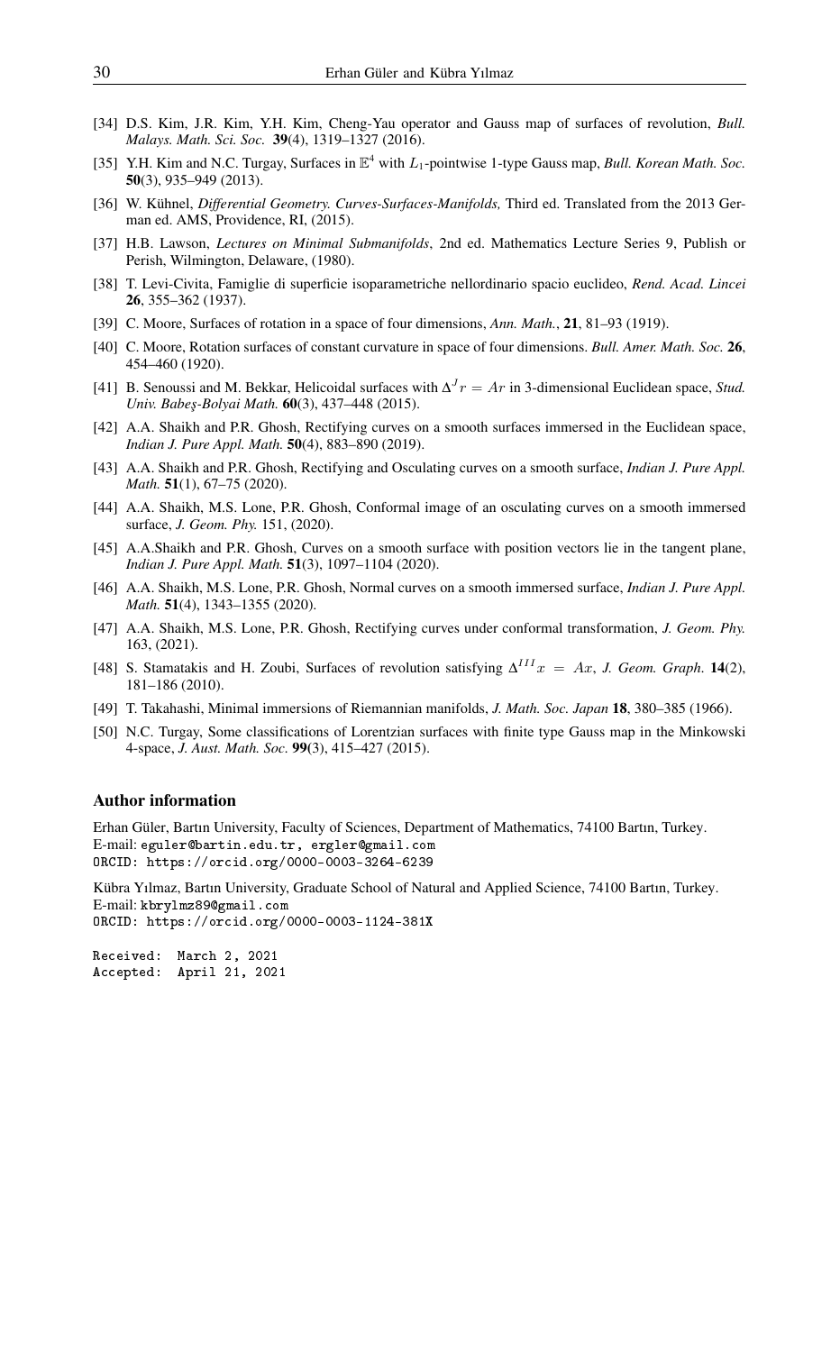[34] D.S. Kim, J.R. Kim, Y.H. Kim, Cheng-Yau operator and Gauss map of surfaces of revolution, *Bull. Malays. Math. Sci. Soc.* **39**(4), 1319–1327 (2016).

[35] Y.H. Kim and N.C. Turgay, Surfaces in $\mathbb{E}^4$ with $L_1$-pointwise 1-type Gauss map, *Bull. Korean Math. Soc.* **50**(3), 935–949 (2013).

[36] W. Kühnel, *Differential Geometry. Curves-Surfaces-Manifolds,* Third ed. Translated from the 2013 German ed. AMS, Providence, RI, (2015).

[37] H.B. Lawson, *Lectures on Minimal Submanifolds*, 2nd ed. Mathematics Lecture Series 9, Publish or Perish, Wilmington, Delaware, (1980).

[38] T. Levi-Civita, Famiglie di superficie isoparametriche nellordinario spacio euclideo, *Rend. Acad. Lincei* **26**, 355–362 (1937).

[39] C. Moore, Surfaces of rotation in a space of four dimensions, *Ann. Math.*, **21**, 81–93 (1919).

[40] C. Moore, Rotation surfaces of constant curvature in space of four dimensions. *Bull. Amer. Math. Soc.* **26**, 454–460 (1920).

[41] B. Senoussi and M. Bekkar, Helicoidal surfaces with $\Delta^J r = Ar$ in 3-dimensional Euclidean space, *Stud. Univ. Babeş-Bolyai Math.* **60**(3), 437–448 (2015).

[42] A.A. Shaikh and P.R. Ghosh, Rectifying curves on a smooth surfaces immersed in the Euclidean space, *Indian J. Pure Appl. Math.* **50**(4), 883–890 (2019).

[43] A.A. Shaikh and P.R. Ghosh, Rectifying and Osculating curves on a smooth surface, *Indian J. Pure Appl. Math.* **51**(1), 67–75 (2020).

[44] A.A. Shaikh, M.S. Lone, P.R. Ghosh, Conformal image of an osculating curves on a smooth immersed surface, *J. Geom. Phy.* 151, (2020).

[45] A.A.Shaikh and P.R. Ghosh, Curves on a smooth surface with position vectors lie in the tangent plane, *Indian J. Pure Appl. Math.* **51**(3), 1097–1104 (2020).

[46] A.A. Shaikh, M.S. Lone, P.R. Ghosh, Normal curves on a smooth immersed surface, *Indian J. Pure Appl. Math.* **51**(4), 1343–1355 (2020).

[47] A.A. Shaikh, M.S. Lone, P.R. Ghosh, Rectifying curves under conformal transformation, *J. Geom. Phy.* 163, (2021).

[48] S. Stamatakis and H. Zoubi, Surfaces of revolution satisfying $\Delta^{III} x = Ax$, *J. Geom. Graph.* **14**(2), 181–186 (2010).

[49] T. Takahashi, Minimal immersions of Riemannian manifolds, *J. Math. Soc. Japan* **18**, 380–385 (1966).

[50] N.C. Turgay, Some classifications of Lorentzian surfaces with finite type Gauss map in the Minkowski 4-space, *J. Aust. Math. Soc.* **99**(3), 415–427 (2015).

## Author information

Erhan Güler, Bartın University, Faculty of Sciences, Department of Mathematics, 74100 Bartın, Turkey.
E-mail: eguler@bartin.edu.tr, ergler@gmail.com
ORCID: https://orcid.org/0000-0003-3264-6239

Kübra Yılmaz, Bartın University, Graduate School of Natural and Applied Science, 74100 Bartın, Turkey.
E-mail: kbrylmz89@gmail.com
ORCID: https://orcid.org/0000-0003-1124-381X

Received: March 2, 2021
Accepted: April 21, 2021